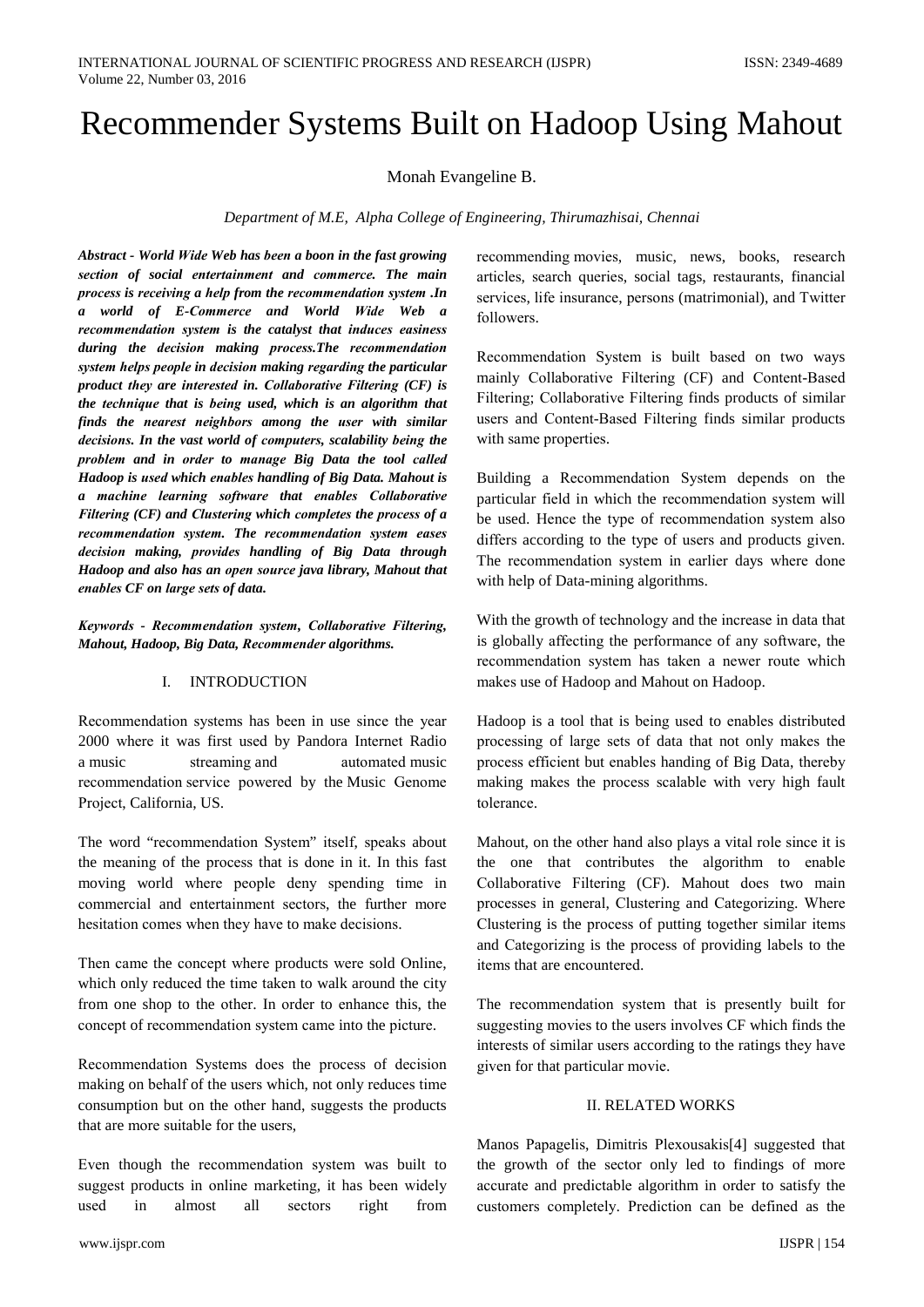# Recommender Systems Built on Hadoop Using Mahout

Monah Evangeline B.

*Department of M.E, Alpha College of Engineering, Thirumazhisai, Chennai*

***Abstract - World Wide Web has been a boon in the fast growing section of social entertainment and commerce. The main process is receiving a help from the recommendation system .In a world of E-Commerce and World Wide Web a recommendation system is the catalyst that induces easiness during the decision making process.The recommendation system helps people in decision making regarding the particular product they are interested in. Collaborative Filtering (CF) is the technique that is being used, which is an algorithm that finds the nearest neighbors among the user with similar decisions. In the vast world of computers, scalability being the problem and in order to manage Big Data the tool called Hadoop is used which enables handling of Big Data. Mahout is a machine learning software that enables Collaborative Filtering (CF) and Clustering which completes the process of a recommendation system. The recommendation system eases decision making, provides handling of Big Data through Hadoop and also has an open source java library, Mahout that enables CF on large sets of data.***

***Keywords - Recommendation system, Collaborative Filtering, Mahout, Hadoop, Big Data, Recommender algorithms.***

## I. INTRODUCTION

Recommendation systems has been in use since the year 2000 where it was first used by Pandora Internet Radio a music streaming and automated music recommendation service powered by the Music Genome Project, California, US.

The word "recommendation System" itself, speaks about the meaning of the process that is done in it. In this fast moving world where people deny spending time in commercial and entertainment sectors, the further more hesitation comes when they have to make decisions.

Then came the concept where products were sold Online, which only reduced the time taken to walk around the city from one shop to the other. In order to enhance this, the concept of recommendation system came into the picture.

Recommendation Systems does the process of decision making on behalf of the users which, not only reduces time consumption but on the other hand, suggests the products that are more suitable for the users,

Even though the recommendation system was built to suggest products in online marketing, it has been widely used in almost all sectors right from recommending movies, music, news, books, research articles, search queries, social tags, restaurants, financial services, life insurance, persons (matrimonial), and Twitter followers.

Recommendation System is built based on two ways mainly Collaborative Filtering (CF) and Content-Based Filtering; Collaborative Filtering finds products of similar users and Content-Based Filtering finds similar products with same properties.

Building a Recommendation System depends on the particular field in which the recommendation system will be used. Hence the type of recommendation system also differs according to the type of users and products given. The recommendation system in earlier days where done with help of Data-mining algorithms.

With the growth of technology and the increase in data that is globally affecting the performance of any software, the recommendation system has taken a newer route which makes use of Hadoop and Mahout on Hadoop.

Hadoop is a tool that is being used to enables distributed processing of large sets of data that not only makes the process efficient but enables handing of Big Data, thereby making makes the process scalable with very high fault tolerance.

Mahout, on the other hand also plays a vital role since it is the one that contributes the algorithm to enable Collaborative Filtering (CF). Mahout does two main processes in general, Clustering and Categorizing. Where Clustering is the process of putting together similar items and Categorizing is the process of providing labels to the items that are encountered.

The recommendation system that is presently built for suggesting movies to the users involves CF which finds the interests of similar users according to the ratings they have given for that particular movie.

## II. RELATED WORKS

Manos Papagelis, Dimitris Plexousakis[4] suggested that the growth of the sector only led to findings of more accurate and predictable algorithm in order to satisfy the customers completely. Prediction can be defined as the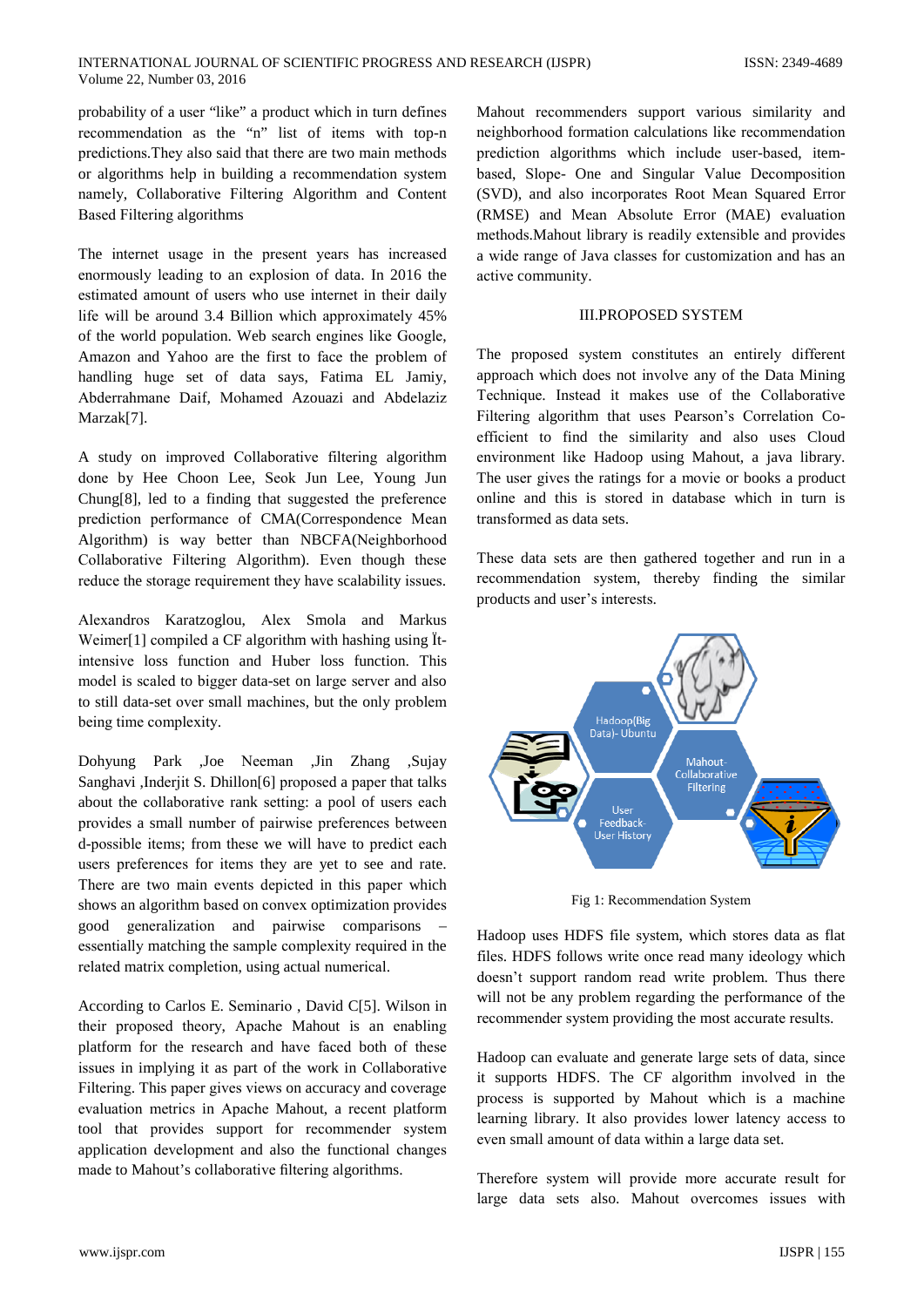probability of a user "like" a product which in turn defines recommendation as the "n" list of items with top-n predictions.They also said that there are two main methods or algorithms help in building a recommendation system namely, Collaborative Filtering Algorithm and Content Based Filtering algorithms

The internet usage in the present years has increased enormously leading to an explosion of data. In 2016 the estimated amount of users who use internet in their daily life will be around 3.4 Billion which approximately 45% of the world population. Web search engines like Google, Amazon and Yahoo are the first to face the problem of handling huge set of data says, Fatima EL Jamiy, Abderrahmane Daif, Mohamed Azouazi and Abdelaziz Marzak[7].

A study on improved Collaborative filtering algorithm done by Hee Choon Lee, Seok Jun Lee, Young Jun Chung[8], led to a finding that suggested the preference prediction performance of CMA(Correspondence Mean Algorithm) is way better than NBCFA(Neighborhood Collaborative Filtering Algorithm). Even though these reduce the storage requirement they have scalability issues.

Alexandros Karatzoglou, Alex Smola and Markus Weimer[1] compiled a CF algorithm with hashing using Ït-intensive loss function and Huber loss function. This model is scaled to bigger data-set on large server and also to still data-set over small machines, but the only problem being time complexity.

Dohyung Park ,Joe Neeman ,Jin Zhang ,Sujay Sanghavi ,Inderjit S. Dhillon[6] proposed a paper that talks about the collaborative rank setting: a pool of users each provides a small number of pairwise preferences between d-possible items; from these we will have to predict each users preferences for items they are yet to see and rate. There are two main events depicted in this paper which shows an algorithm based on convex optimization provides good generalization and pairwise comparisons – essentially matching the sample complexity required in the related matrix completion, using actual numerical.

According to Carlos E. Seminario , David C[5]. Wilson in their proposed theory, Apache Mahout is an enabling platform for the research and have faced both of these issues in implying it as part of the work in Collaborative Filtering. This paper gives views on accuracy and coverage evaluation metrics in Apache Mahout, a recent platform tool that provides support for recommender system application development and also the functional changes made to Mahout's collaborative filtering algorithms.

Mahout recommenders support various similarity and neighborhood formation calculations like recommendation prediction algorithms which include user-based, item-based, Slope- One and Singular Value Decomposition (SVD), and also incorporates Root Mean Squared Error (RMSE) and Mean Absolute Error (MAE) evaluation methods.Mahout library is readily extensible and provides a wide range of Java classes for customization and has an active community.

## III.PROPOSED SYSTEM

The proposed system constitutes an entirely different approach which does not involve any of the Data Mining Technique. Instead it makes use of the Collaborative Filtering algorithm that uses Pearson's Correlation Co-efficient to find the similarity and also uses Cloud environment like Hadoop using Mahout, a java library. The user gives the ratings for a movie or books a product online and this is stored in database which in turn is transformed as data sets.

These data sets are then gathered together and run in a recommendation system, thereby finding the similar products and user's interests.

Fig 1: Recommendation System

Hadoop uses HDFS file system, which stores data as flat files. HDFS follows write once read many ideology which doesn't support random read write problem. Thus there will not be any problem regarding the performance of the recommender system providing the most accurate results.

Hadoop can evaluate and generate large sets of data, since it supports HDFS. The CF algorithm involved in the process is supported by Mahout which is a machine learning library. It also provides lower latency access to even small amount of data within a large data set.

Therefore system will provide more accurate result for large data sets also. Mahout overcomes issues with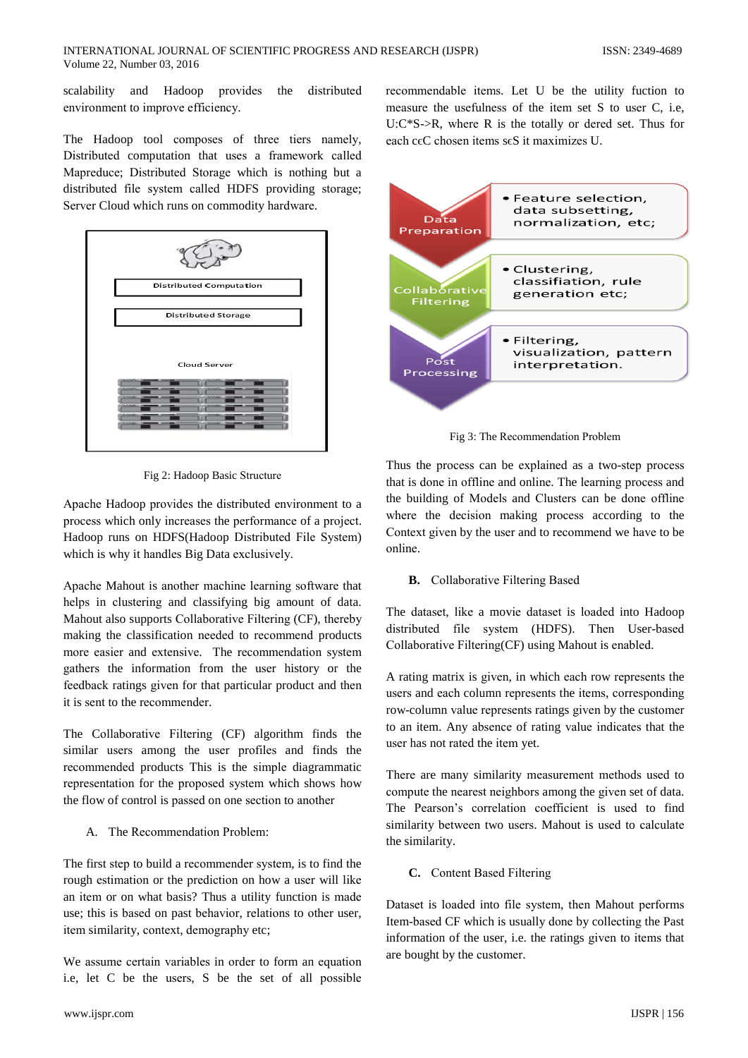scalability and Hadoop provides the distributed environment to improve efficiency.

The Hadoop tool composes of three tiers namely, Distributed computation that uses a framework called Mapreduce; Distributed Storage which is nothing but a distributed file system called HDFS providing storage; Server Cloud which runs on commodity hardware.

Fig 2: Hadoop Basic Structure

Apache Hadoop provides the distributed environment to a process which only increases the performance of a project. Hadoop runs on HDFS(Hadoop Distributed File System) which is why it handles Big Data exclusively.

Apache Mahout is another machine learning software that helps in clustering and classifying big amount of data. Mahout also supports Collaborative Filtering (CF), thereby making the classification needed to recommend products more easier and extensive. The recommendation system gathers the information from the user history or the feedback ratings given for that particular product and then it is sent to the recommender.

The Collaborative Filtering (CF) algorithm finds the similar users among the user profiles and finds the recommended products This is the simple diagrammatic representation for the proposed system which shows how the flow of control is passed on one section to another

A. The Recommendation Problem:

The first step to build a recommender system, is to find the rough estimation or the prediction on how a user will like an item or on what basis? Thus a utility function is made use; this is based on past behavior, relations to other user, item similarity, context, demography etc;

We assume certain variables in order to form an equation i.e, let C be the users, S be the set of all possible recommendable items. Let U be the utility fuction to measure the usefulness of the item set S to user C, i.e, U:C*S->R, where R is the totally or dered set. Thus for each c϶C chosen items s϶S it maximizes U.

Fig 3: The Recommendation Problem

Thus the process can be explained as a two-step process that is done in offline and online. The learning process and the building of Models and Clusters can be done offline where the decision making process according to the Context given by the user and to recommend we have to be online.

**B.** Collaborative Filtering Based

The dataset, like a movie dataset is loaded into Hadoop distributed file system (HDFS). Then User-based Collaborative Filtering(CF) using Mahout is enabled.

A rating matrix is given, in which each row represents the users and each column represents the items, corresponding row-column value represents ratings given by the customer to an item. Any absence of rating value indicates that the user has not rated the item yet.

There are many similarity measurement methods used to compute the nearest neighbors among the given set of data. The Pearson's correlation coefficient is used to find similarity between two users. Mahout is used to calculate the similarity.

**C.** Content Based Filtering

Dataset is loaded into file system, then Mahout performs Item-based CF which is usually done by collecting the Past information of the user, i.e. the ratings given to items that are bought by the customer.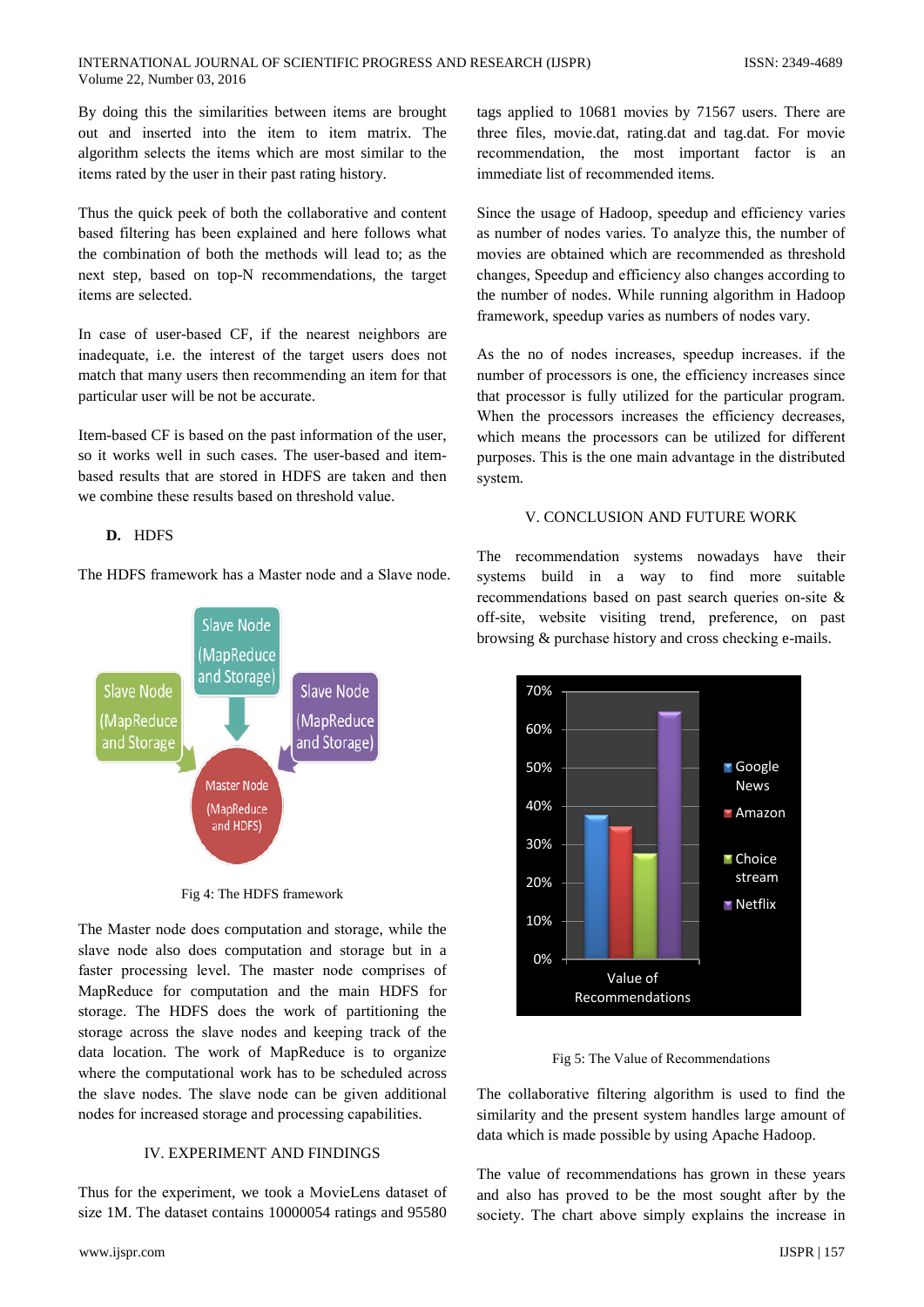By doing this the similarities between items are brought out and inserted into the item to item matrix. The algorithm selects the items which are most similar to the items rated by the user in their past rating history.

Thus the quick peek of both the collaborative and content based filtering has been explained and here follows what the combination of both the methods will lead to; as the next step, based on top-N recommendations, the target items are selected.

In case of user-based CF, if the nearest neighbors are inadequate, i.e. the interest of the target users does not match that many users then recommending an item for that particular user will be not be accurate.

Item-based CF is based on the past information of the user, so it works well in such cases. The user-based and item-based results that are stored in HDFS are taken and then we combine these results based on threshold value.

### D. HDFS

The HDFS framework has a Master node and a Slave node.

Fig 4: The HDFS framework

The Master node does computation and storage, while the slave node also does computation and storage but in a faster processing level. The master node comprises of MapReduce for computation and the main HDFS for storage. The HDFS does the work of partitioning the storage across the slave nodes and keeping track of the data location. The work of MapReduce is to organize where the computational work has to be scheduled across the slave nodes. The slave node can be given additional nodes for increased storage and processing capabilities.

## IV. EXPERIMENT AND FINDINGS

Thus for the experiment, we took a MovieLens dataset of size 1M. The dataset contains 10000054 ratings and 95580 tags applied to 10681 movies by 71567 users. There are three files, movie.dat, rating.dat and tag.dat. For movie recommendation, the most important factor is an immediate list of recommended items.

Since the usage of Hadoop, speedup and efficiency varies as number of nodes varies. To analyze this, the number of movies are obtained which are recommended as threshold changes, Speedup and efficiency also changes according to the number of nodes. While running algorithm in Hadoop framework, speedup varies as numbers of nodes vary.

As the no of nodes increases, speedup increases. if the number of processors is one, the efficiency increases since that processor is fully utilized for the particular program. When the processors increases the efficiency decreases, which means the processors can be utilized for different purposes. This is the one main advantage in the distributed system.

## V. CONCLUSION AND FUTURE WORK

The recommendation systems nowadays have their systems build in a way to find more suitable recommendations based on past search queries on-site & off-site, website visiting trend, preference, on past browsing & purchase history and cross checking e-mails.

Fig 5: The Value of Recommendations

The collaborative filtering algorithm is used to find the similarity and the present system handles large amount of data which is made possible by using Apache Hadoop.

The value of recommendations has grown in these years and also has proved to be the most sought after by the society. The chart above simply explains the increase in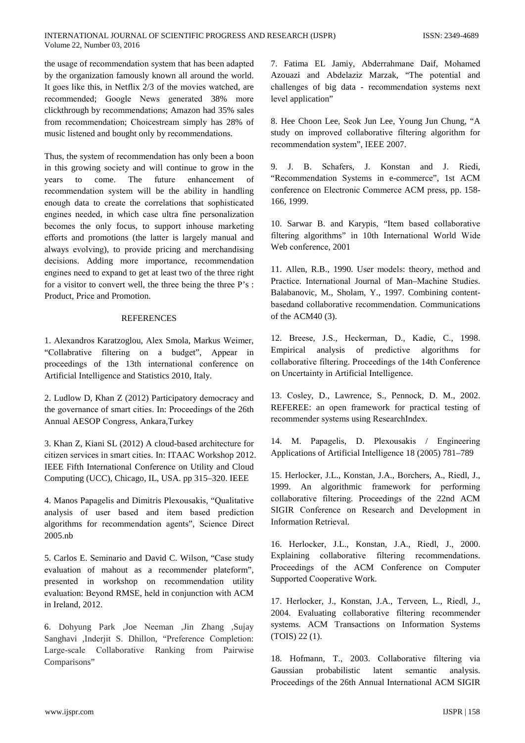the usage of recommendation system that has been adapted by the organization famously known all around the world. It goes like this, in Netflix 2/3 of the movies watched, are recommended; Google News generated 38% more clickthrough by recommendations; Amazon had 35% sales from recommendation; Choicestream simply has 28% of music listened and bought only by recommendations.

Thus, the system of recommendation has only been a boon in this growing society and will continue to grow in the years to come. The future enhancement of recommendation system will be the ability in handling enough data to create the correlations that sophisticated engines needed, in which case ultra fine personalization becomes the only focus, to support inhouse marketing efforts and promotions (the latter is largely manual and always evolving), to provide pricing and merchandising decisions. Adding more importance, recommendation engines need to expand to get at least two of the three right for a visitor to convert well, the three being the three P's : Product, Price and Promotion.

## REFERENCES

1. Alexandros Karatzoglou, Alex Smola, Markus Weimer, "Collabrative filtering on a budget", Appear in proceedings of the 13th international conference on Artificial Intelligence and Statistics 2010, Italy.

2. Ludlow D, Khan Z (2012) Participatory democracy and the governance of smart cities. In: Proceedings of the 26th Annual AESOP Congress, Ankara,Turkey

3. Khan Z, Kiani SL (2012) A cloud-based architecture for citizen services in smart cities. In: ITAAC Workshop 2012. IEEE Fifth International Conference on Utility and Cloud Computing (UCC), Chicago, IL, USA. pp 315–320. IEEE

4. Manos Papagelis and Dimitris Plexousakis, "Qualitative analysis of user based and item based prediction algorithms for recommendation agents", Science Direct 2005.nb

5. Carlos E. Seminario and David C. Wilson, "Case study evaluation of mahout as a recommender plateform", presented in workshop on recommendation utility evaluation: Beyond RMSE, held in conjunction with ACM in Ireland, 2012.

6. Dohyung Park ,Joe Neeman ,Jin Zhang ,Sujay Sanghavi ,Inderjit S. Dhillon, "Preference Completion: Large-scale Collaborative Ranking from Pairwise Comparisons"

7. Fatima EL Jamiy, Abderrahmane Daif, Mohamed Azouazi and Abdelaziz Marzak, "The potential and challenges of big data - recommendation systems next level application"

8. Hee Choon Lee, Seok Jun Lee, Young Jun Chung, "A study on improved collaborative filtering algorithm for recommendation system", IEEE 2007.

9. J. B. Schafers, J. Konstan and J. Riedi, "Recommendation Systems in e-commerce", 1st ACM conference on Electronic Commerce ACM press, pp. 158-166, 1999.

10. Sarwar B. and Karypis, "Item based collaborative filtering algorithms" in 10th International World Wide Web conference, 2001

11. Allen, R.B., 1990. User models: theory, method and Practice. International Journal of Man–Machine Studies. Balabanovic, M., Sholam, Y., 1997. Combining content-basedand collaborative recommendation. Communications of the ACM40 (3).

12. Breese, J.S., Heckerman, D., Kadie, C., 1998. Empirical analysis of predictive algorithms for collaborative filtering. Proceedings of the 14th Conference on Uncertainty in Artificial Intelligence.

13. Cosley, D., Lawrence, S., Pennock, D. M., 2002. REFEREE: an open framework for practical testing of recommender systems using ResearchIndex.

14. M. Papagelis, D. Plexousakis / Engineering Applications of Artificial Intelligence 18 (2005) 781–789

15. Herlocker, J.L., Konstan, J.A., Borchers, A., Riedl, J., 1999. An algorithmic framework for performing collaborative filtering. Proceedings of the 22nd ACM SIGIR Conference on Research and Development in Information Retrieval.

16. Herlocker, J.L., Konstan, J.A., Riedl, J., 2000. Explaining collaborative filtering recommendations. Proceedings of the ACM Conference on Computer Supported Cooperative Work.

17. Herlocker, J., Konstan, J.A., Terveen, L., Riedl, J., 2004. Evaluating collaborative filtering recommender systems. ACM Transactions on Information Systems (TOIS) 22 (1).

18. Hofmann, T., 2003. Collaborative filtering via Gaussian probabilistic latent semantic analysis. Proceedings of the 26th Annual International ACM SIGIR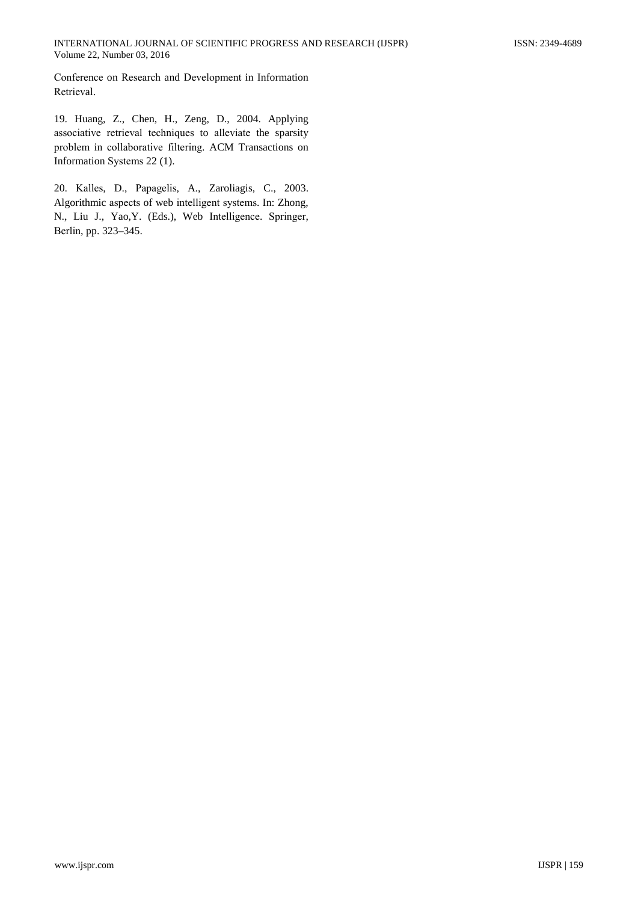Conference on Research and Development in Information Retrieval.

19. Huang, Z., Chen, H., Zeng, D., 2004. Applying associative retrieval techniques to alleviate the sparsity problem in collaborative filtering. ACM Transactions on Information Systems 22 (1).

20. Kalles, D., Papagelis, A., Zaroliagis, C., 2003. Algorithmic aspects of web intelligent systems. In: Zhong, N., Liu J., Yao,Y. (Eds.), Web Intelligence. Springer, Berlin, pp. 323–345.